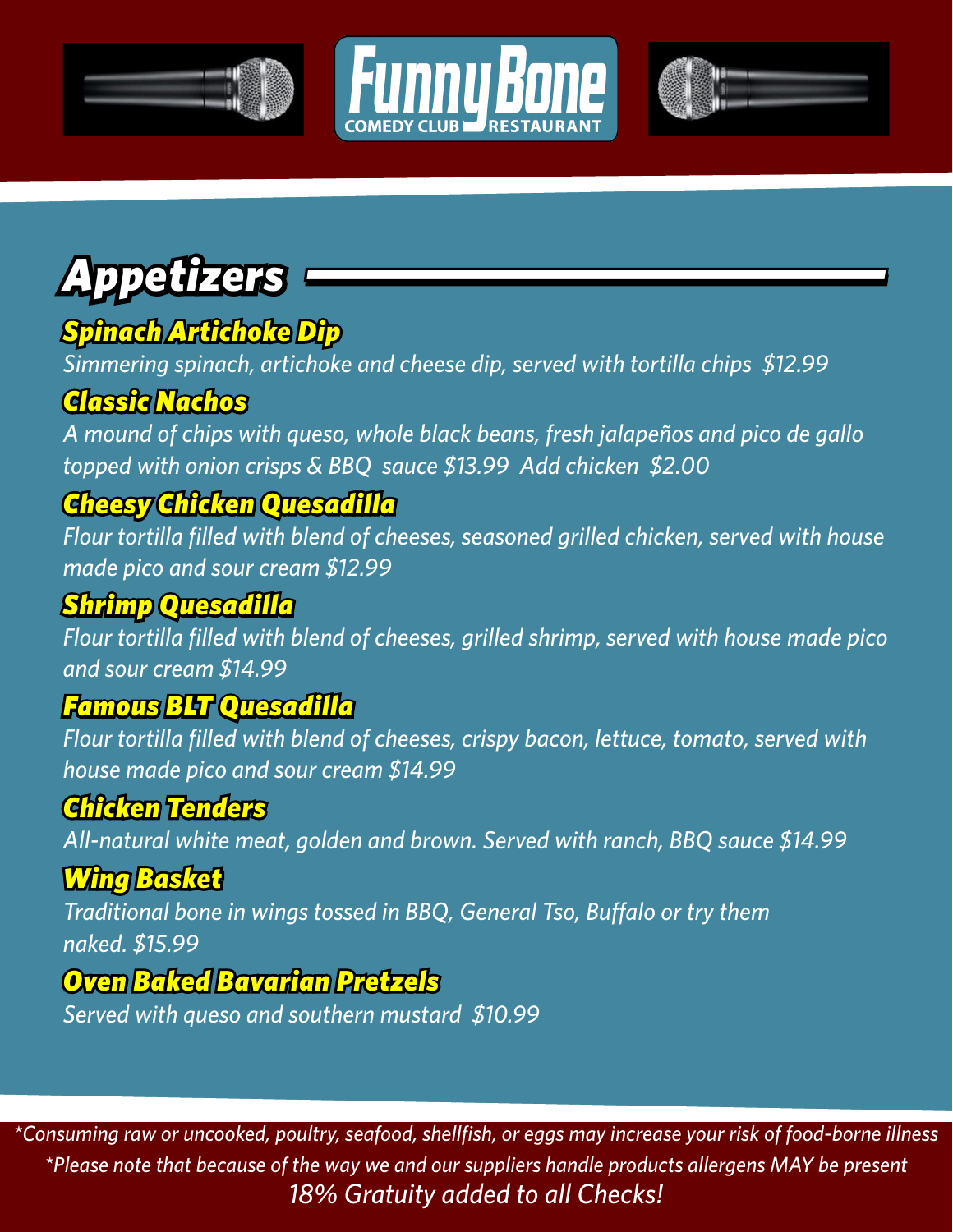Funny Bone

COMEDY CLUB RESTAURANT

# Appetizers

## Spinach Artichoke Dip

*Simmering spinach, artichoke and cheese dip, served with tortilla chips $12.99*

## Classic Nachos

*A mound of chips with queso, whole black beans, fresh jalapeños and pico de gallo topped with onion crisps & BBQ sauce $13.99 Add chicken $2.00*

## Cheesy Chicken Quesadilla

*Flour tortilla filled with blend of cheeses, seasoned grilled chicken, served with house made pico and sour cream $12.99*

## Shrimp Quesadilla

*Flour tortilla filled with blend of cheeses, grilled shrimp, served with house made pico and sour cream $14.99*

## Famous BLT Quesadilla

*Flour tortilla filled with blend of cheeses, crispy bacon, lettuce, tomato, served with house made pico and sour cream $14.99*

## Chicken Tenders

*All-natural white meat, golden and brown. Served with ranch, BBQ sauce $14.99*

## Wing Basket

*Traditional bone in wings tossed in BBQ, General Tso, Buffalo or try them naked. $15.99*

## Oven Baked Bavarian Pretzels

*Served with queso and southern mustard $10.99*

*\*Consuming raw or uncooked, poultry, seafood, shellfish, or eggs may increase your risk of food-borne illness*

*\*Please note that because of the way we and our suppliers handle products allergens MAY be present*

*18% Gratuity added to all Checks!*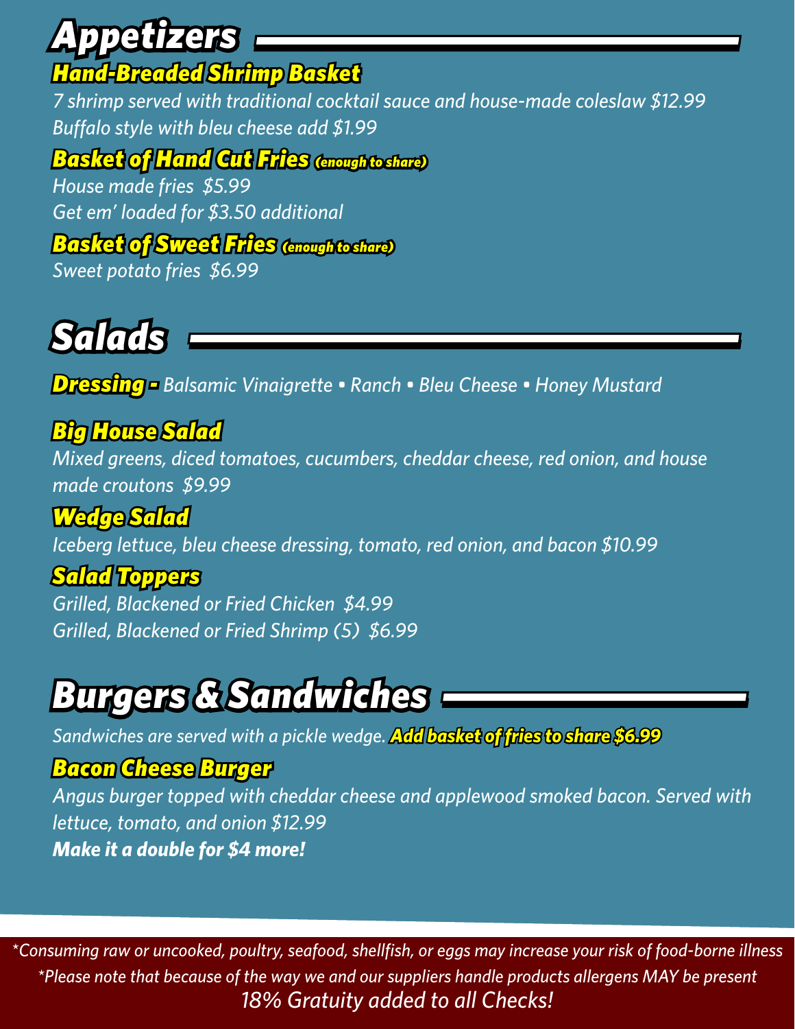## Appetizers

### Hand-Breaded Shrimp Basket

*7 shrimp served with traditional cocktail sauce and house-made coleslaw $12.99*
*Buffalo style with bleu cheese add $1.99*

### Basket of Hand Cut Fries *(enough to share)*

*House made fries $5.99*
*Get em' loaded for $3.50 additional*

### Basket of Sweet Fries *(enough to share)*

*Sweet potato fries $6.99*

## Salads

**Dressing -** *Balsamic Vinaigrette ▪ Ranch ▪ Bleu Cheese ▪ Honey Mustard*

### Big House Salad

*Mixed greens, diced tomatoes, cucumbers, cheddar cheese, red onion, and house made croutons $9.99*

### Wedge Salad

*Iceberg lettuce, bleu cheese dressing, tomato, red onion, and bacon $10.99*

### Salad Toppers

*Grilled, Blackened or Fried Chicken $4.99*
*Grilled, Blackened or Fried Shrimp (5) $6.99*

## Burgers & Sandwiches

*Sandwiches are served with a pickle wedge.* **Add basket of fries to share $6.99**

### Bacon Cheese Burger

*Angus burger topped with cheddar cheese and applewood smoked bacon. Served with lettuce, tomato, and onion $12.99*
***Make it a double for $4 more!***

*\*Consuming raw or uncooked, poultry, seafood, shellfish, or eggs may increase your risk of food-borne illness*
*\*Please note that because of the way we and our suppliers handle products allergens MAY be present*
*18% Gratuity added to all Checks!*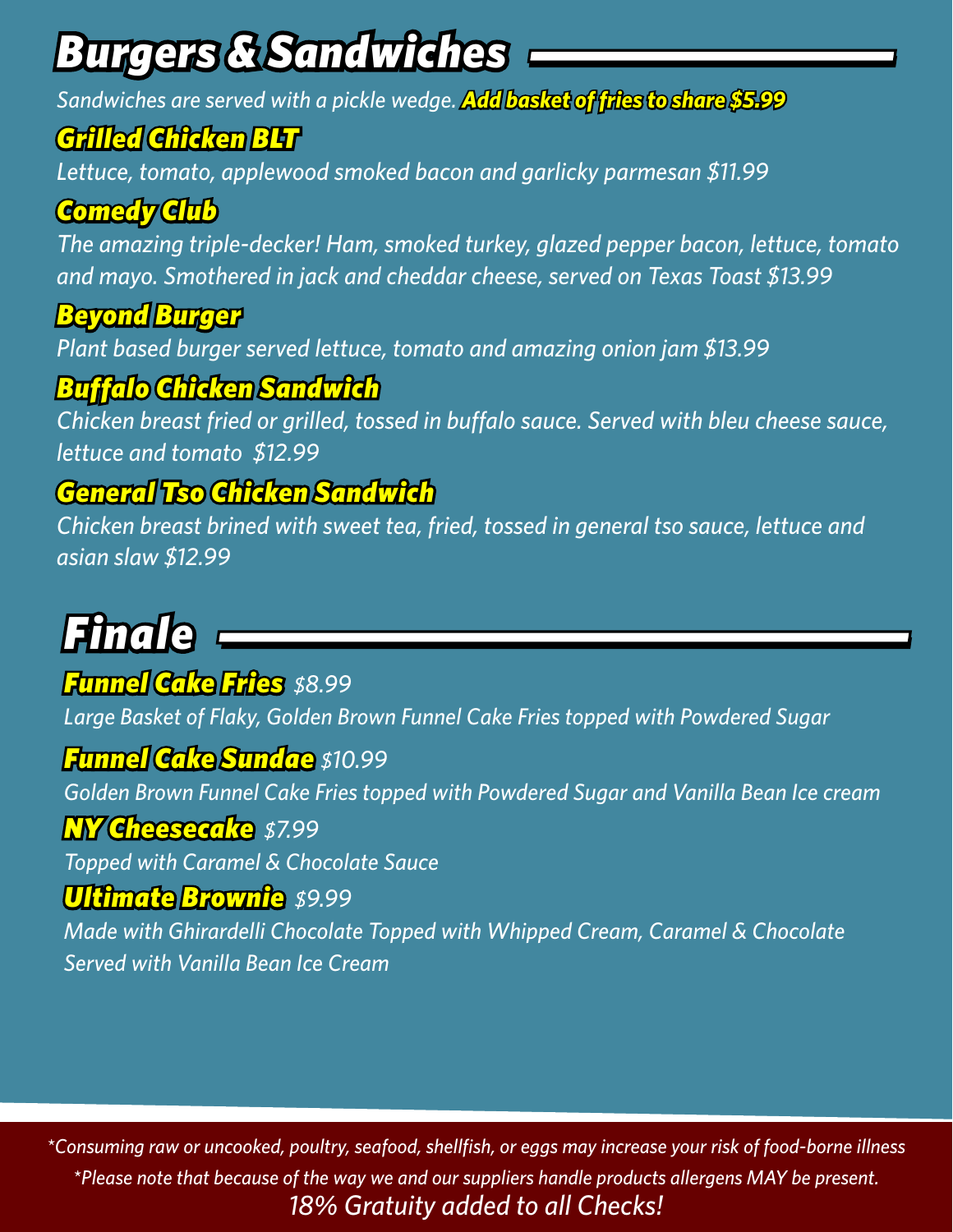# Burgers & Sandwiches

*Sandwiches are served with a pickle wedge.* ***Add basket of fries to share $5.99***

### Grilled Chicken BLT

*Lettuce, tomato, applewood smoked bacon and garlicky parmesan $11.99*

### Comedy Club

*The amazing triple-decker! Ham, smoked turkey, glazed pepper bacon, lettuce, tomato and mayo. Smothered in jack and cheddar cheese, served on Texas Toast $13.99*

### Beyond Burger

*Plant based burger served lettuce, tomato and amazing onion jam $13.99*

### Buffalo Chicken Sandwich

*Chicken breast fried or grilled, tossed in buffalo sauce. Served with bleu cheese sauce, lettuce and tomato $12.99*

### General Tso Chicken Sandwich

*Chicken breast brined with sweet tea, fried, tossed in general tso sauce, lettuce and asian slaw $12.99*

# Finale

### Funnel Cake Fries *$8.99*

*Large Basket of Flaky, Golden Brown Funnel Cake Fries topped with Powdered Sugar*

### Funnel Cake Sundae *$10.99*

*Golden Brown Funnel Cake Fries topped with Powdered Sugar and Vanilla Bean Ice cream*

### NY Cheesecake *$7.99*

*Topped with Caramel & Chocolate Sauce*

### Ultimate Brownie *$9.99*

*Made with Ghirardelli Chocolate Topped with Whipped Cream, Caramel & Chocolate Served with Vanilla Bean Ice Cream*

*\*Consuming raw or uncooked, poultry, seafood, shellfish, or eggs may increase your risk of food-borne illness*

*\*Please note that because of the way we and our suppliers handle products allergens MAY be present.*

*18% Gratuity added to all Checks!*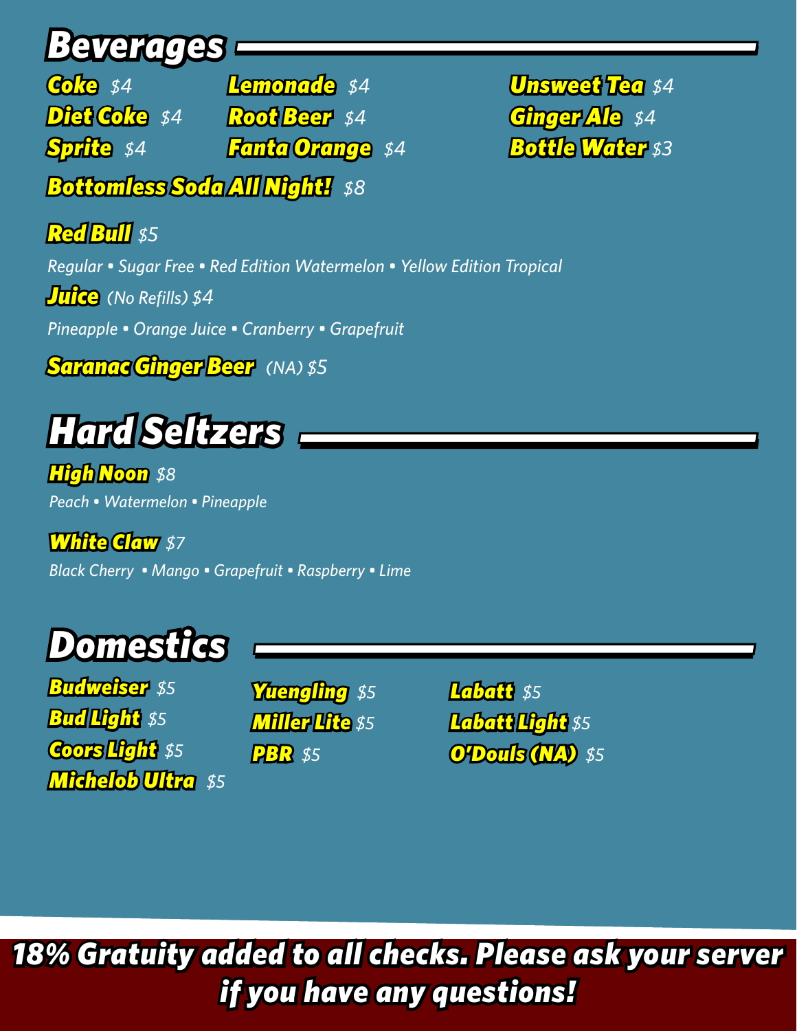## Beverages

**Coke** $4
**Diet Coke** $4
**Sprite** $4
**Lemonade** $4
**Root Beer** $4
**Fanta Orange** $4
**Unsweet Tea** $4
**Ginger Ale** $4
**Bottle Water** $3

**Bottomless Soda All Night!** $8

**Red Bull** $5

*Regular • Sugar Free • Red Edition Watermelon • Yellow Edition Tropical*

**Juice** *(No Refills)* $4

*Pineapple • Orange Juice • Cranberry • Grapefruit*

**Saranac Ginger Beer** *(NA)* $5

## Hard Seltzers

**High Noon** $8

*Peach • Watermelon • Pineapple*

**White Claw** $7

*Black Cherry • Mango • Grapefruit • Raspberry • Lime*

## Domestics

**Budweiser** $5
**Bud Light** $5
**Coors Light** $5
**Michelob Ultra** $5
**Yuengling** $5
**Miller Lite** $5
**PBR** $5
**Labatt** $5
**Labatt Light** $5
**O'Douls (NA)** $5

**18% Gratuity added to all checks. Please ask your server if you have any questions!**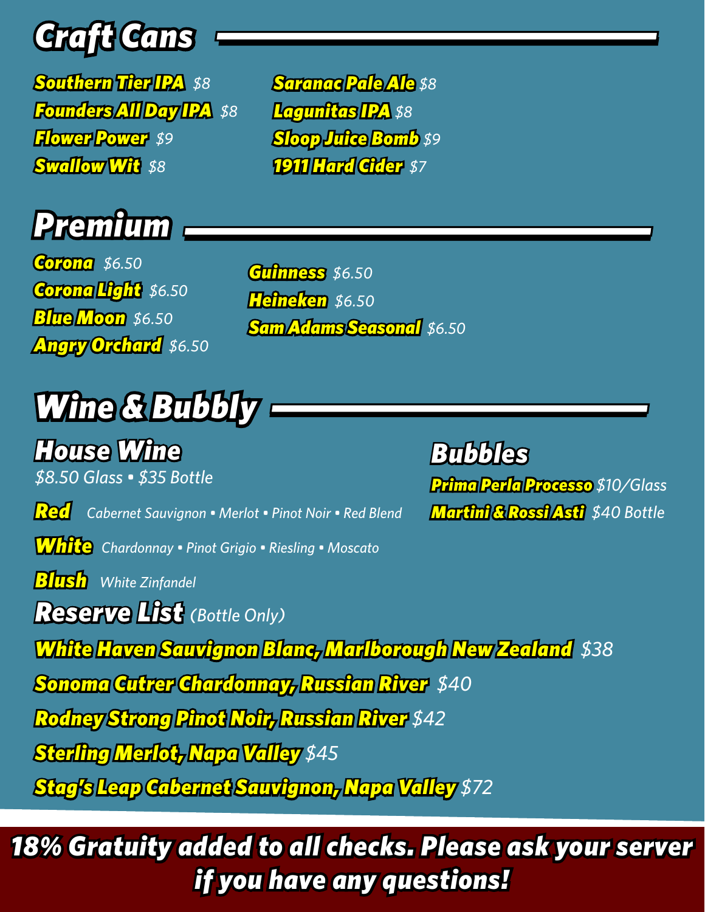# Craft Cans

**Southern Tier IPA** $8
**Founders All Day IPA** $8
**Flower Power** $9
**Swallow Wit** $8
**Saranac Pale Ale** $8
**Lagunitas IPA** $8
**Sloop Juice Bomb** $9
**1911 Hard Cider** $7

# Premium

**Corona** $6.50
**Corona Light** $6.50
**Blue Moon** $6.50
**Angry Orchard** $6.50
**Guinness** $6.50
**Heineken** $6.50
**Sam Adams Seasonal** $6.50

# Wine & Bubbly

## House Wine

*$8.50 Glass • $35 Bottle*

**Red** *Cabernet Sauvignon • Merlot • Pinot Noir • Red Blend*

**White** *Chardonnay • Pinot Grigio • Riesling • Moscato*

**Blush** *White Zinfandel*

## Reserve List *(Bottle Only)*

**White Haven Sauvignon Blanc, Marlborough New Zealand** $38
**Sonoma Cutrer Chardonnay, Russian River** $40
**Rodney Strong Pinot Noir, Russian River** $42
**Sterling Merlot, Napa Valley** $45
**Stag's Leap Cabernet Sauvignon, Napa Valley** $72

## Bubbles

**Prima Perla Processo** $10/Glass
**Martini & Rossi Asti** $40 Bottle

**18% Gratuity added to all checks. Please ask your server if you have any questions!**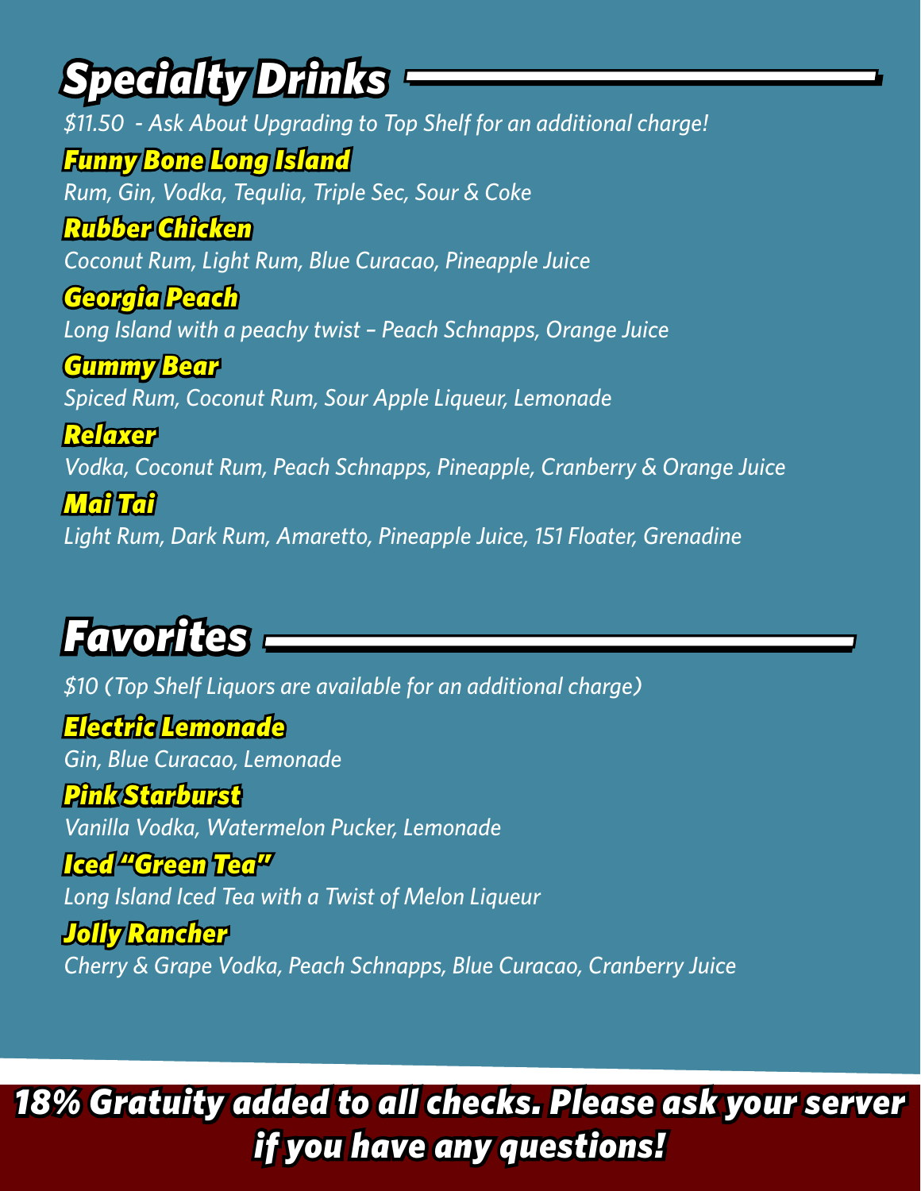## Specialty Drinks

*$11.50 - Ask About Upgrading to Top Shelf for an additional charge!*

### Funny Bone Long Island

*Rum, Gin, Vodka, Tequlia, Triple Sec, Sour & Coke*

### Rubber Chicken

*Coconut Rum, Light Rum, Blue Curacao, Pineapple Juice*

### Georgia Peach

*Long Island with a peachy twist – Peach Schnapps, Orange Juice*

### Gummy Bear

*Spiced Rum, Coconut Rum, Sour Apple Liqueur, Lemonade*

### Relaxer

*Vodka, Coconut Rum, Peach Schnapps, Pineapple, Cranberry & Orange Juice*

### Mai Tai

*Light Rum, Dark Rum, Amaretto, Pineapple Juice, 151 Floater, Grenadine*

## Favorites

*$10 (Top Shelf Liquors are available for an additional charge)*

### Electric Lemonade

*Gin, Blue Curacao, Lemonade*

### Pink Starburst

*Vanilla Vodka, Watermelon Pucker, Lemonade*

### Iced "Green Tea"

*Long Island Iced Tea with a Twist of Melon Liqueur*

### Jolly Rancher

*Cherry & Grape Vodka, Peach Schnapps, Blue Curacao, Cranberry Juice*

**18% Gratuity added to all checks. Please ask your server if you have any questions!**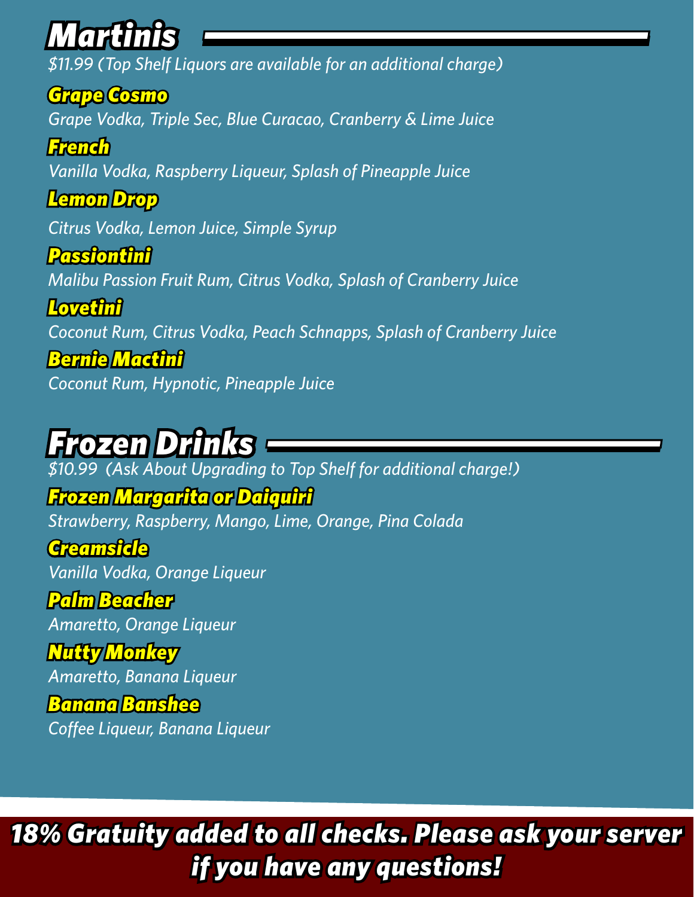# Martinis

*$11.99 (Top Shelf Liquors are available for an additional charge)*

### Grape Cosmo
*Grape Vodka, Triple Sec, Blue Curacao, Cranberry & Lime Juice*

### French
*Vanilla Vodka, Raspberry Liqueur, Splash of Pineapple Juice*

### Lemon Drop
*Citrus Vodka, Lemon Juice, Simple Syrup*

### Passiontini
*Malibu Passion Fruit Rum, Citrus Vodka, Splash of Cranberry Juice*

### Lovetini
*Coconut Rum, Citrus Vodka, Peach Schnapps, Splash of Cranberry Juice*

### Bernie Mactini
*Coconut Rum, Hypnotic, Pineapple Juice*

# Frozen Drinks

*$10.99 (Ask About Upgrading to Top Shelf for additional charge!)*

### Frozen Margarita or Daiquiri
*Strawberry, Raspberry, Mango, Lime, Orange, Pina Colada*

### Creamsicle
*Vanilla Vodka, Orange Liqueur*

### Palm Beacher
*Amaretto, Orange Liqueur*

### Nutty Monkey
*Amaretto, Banana Liqueur*

### Banana Banshee
*Coffee Liqueur, Banana Liqueur*

***18% Gratuity added to all checks. Please ask your server if you have any questions!***